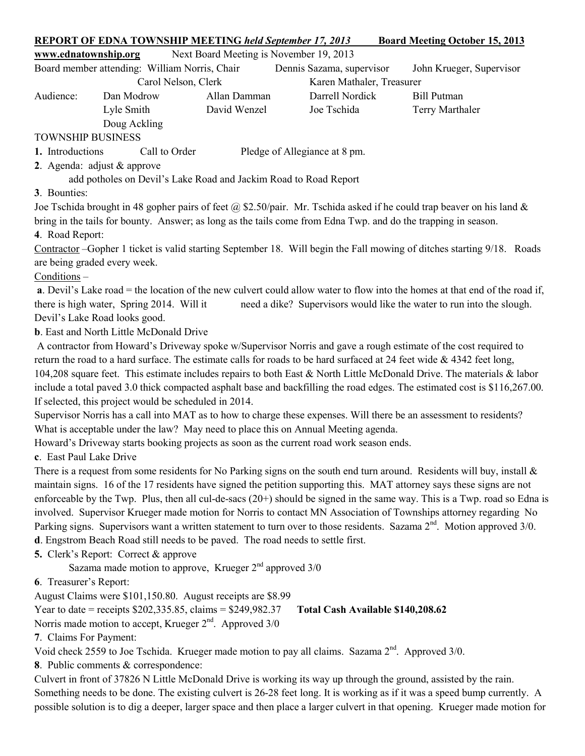**REPORT OF EDNA TOWNSHIP MEETING** ***held September 17, 2013*** **Board Meeting October 15, 2013**

**www.ednatownship.org** Next Board Meeting is November 19, 2013

Board member attending: William Norris, Chair Dennis Sazama, supervisor John Krueger, Supervisor
Carol Nelson, Clerk Karen Mathaler, Treasurer

Audience: Dan Modrow Allan Damman Darrell Nordick Bill Putman
Lyle Smith David Wenzel Joe Tschida Terry Marthaler
Doug Ackling

TOWNSHIP BUSINESS

**1.** Introductions Call to Order Pledge of Allegiance at 8 pm.

**2**. Agenda: adjust & approve

add potholes on Devil's Lake Road and Jackim Road to Road Report

**3**. Bounties:

Joe Tschida brought in 48 gopher pairs of feet @ $2.50/pair. Mr. Tschida asked if he could trap beaver on his land & bring in the tails for bounty. Answer; as long as the tails come from Edna Twp. and do the trapping in season.

**4**. Road Report:

Contractor –Gopher 1 ticket is valid starting September 18. Will begin the Fall mowing of ditches starting 9/18. Roads are being graded every week.

Conditions –

**a**. Devil's Lake road = the location of the new culvert could allow water to flow into the homes at that end of the road if, there is high water, Spring 2014. Will it need a dike? Supervisors would like the water to run into the slough. Devil's Lake Road looks good.

**b**. East and North Little McDonald Drive

A contractor from Howard's Driveway spoke w/Supervisor Norris and gave a rough estimate of the cost required to return the road to a hard surface. The estimate calls for roads to be hard surfaced at 24 feet wide & 4342 feet long, 104,208 square feet. This estimate includes repairs to both East & North Little McDonald Drive. The materials & labor include a total paved 3.0 thick compacted asphalt base and backfilling the road edges. The estimated cost is $116,267.00. If selected, this project would be scheduled in 2014.

Supervisor Norris has a call into MAT as to how to charge these expenses. Will there be an assessment to residents? What is acceptable under the law? May need to place this on Annual Meeting agenda.

Howard's Driveway starts booking projects as soon as the current road work season ends.

**c**. East Paul Lake Drive

There is a request from some residents for No Parking signs on the south end turn around. Residents will buy, install & maintain signs. 16 of the 17 residents have signed the petition supporting this. MAT attorney says these signs are not enforceable by the Twp. Plus, then all cul-de-sacs (20+) should be signed in the same way. This is a Twp. road so Edna is involved. Supervisor Krueger made motion for Norris to contact MN Association of Townships attorney regarding No Parking signs. Supervisors want a written statement to turn over to those residents. Sazama 2nd. Motion approved 3/0.

**d**. Engstrom Beach Road still needs to be paved. The road needs to settle first.

**5.** Clerk's Report: Correct & approve

Sazama made motion to approve, Krueger 2nd approved 3/0

**6**. Treasurer's Report:

August Claims were $101,150.80. August receipts are $8.99

Year to date = receipts $202,335.85, claims = $249,982.37 **Total Cash Available $140,208.62**

Norris made motion to accept, Krueger 2nd. Approved 3/0

**7**. Claims For Payment:

Void check 2559 to Joe Tschida. Krueger made motion to pay all claims. Sazama 2nd. Approved 3/0.

**8**. Public comments & correspondence:

Culvert in front of 37826 N Little McDonald Drive is working its way up through the ground, assisted by the rain. Something needs to be done. The existing culvert is 26-28 feet long. It is working as if it was a speed bump currently. A possible solution is to dig a deeper, larger space and then place a larger culvert in that opening. Krueger made motion for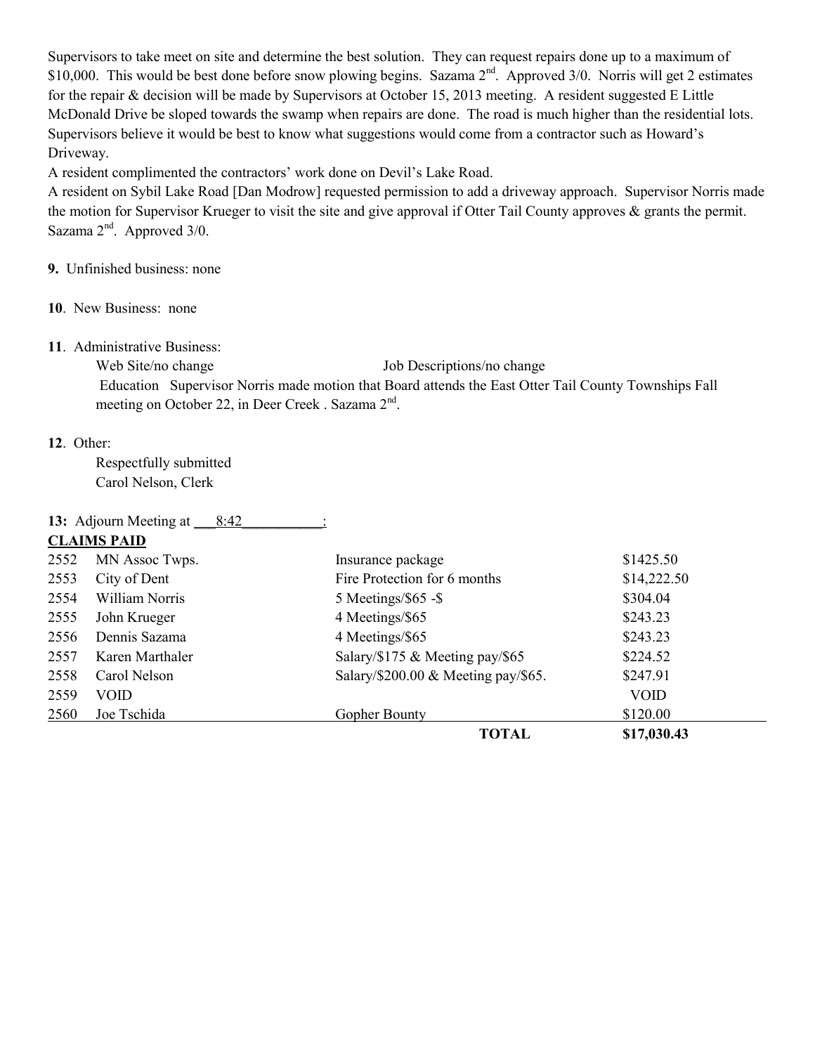Supervisors to take meet on site and determine the best solution. They can request repairs done up to a maximum of $10,000. This would be best done before snow plowing begins. Sazama 2nd. Approved 3/0. Norris will get 2 estimates for the repair & decision will be made by Supervisors at October 15, 2013 meeting. A resident suggested E Little McDonald Drive be sloped towards the swamp when repairs are done. The road is much higher than the residential lots. Supervisors believe it would be best to know what suggestions would come from a contractor such as Howard's Driveway.

A resident complimented the contractors' work done on Devil's Lake Road.

A resident on Sybil Lake Road [Dan Modrow] requested permission to add a driveway approach. Supervisor Norris made the motion for Supervisor Krueger to visit the site and give approval if Otter Tail County approves & grants the permit. Sazama 2nd. Approved 3/0.

**9.** Unfinished business: none

**10**. New Business: none

**11**. Administrative Business:

Web Site/no change    Job Descriptions/no change

Education Supervisor Norris made motion that Board attends the East Otter Tail County Townships Fall meeting on October 22, in Deer Creek . Sazama 2nd.

**12**. Other:

Respectfully submitted
Carol Nelson, Clerk

**13:** Adjourn Meeting at ___8:42___________:

**CLAIMS PAID**

| | | | |
|---|---|---|---|
| 2552 | MN Assoc Twps. | Insurance package | $1425.50 |
| 2553 | City of Dent | Fire Protection for 6 months | $14,222.50 |
| 2554 | William Norris | 5 Meetings/$65 -$ | $304.04 |
| 2555 | John Krueger | 4 Meetings/$65 | $243.23 |
| 2556 | Dennis Sazama | 4 Meetings/$65 | $243.23 |
| 2557 | Karen Marthaler | Salary/$175 & Meeting pay/$65 | $224.52 |
| 2558 | Carol Nelson | Salary/$200.00 & Meeting pay/$65. | $247.91 |
| 2559 | VOID | | VOID |
| 2560 | Joe Tschida | Gopher Bounty | $120.00 |
| | | **TOTAL** | **$17,030.43** |